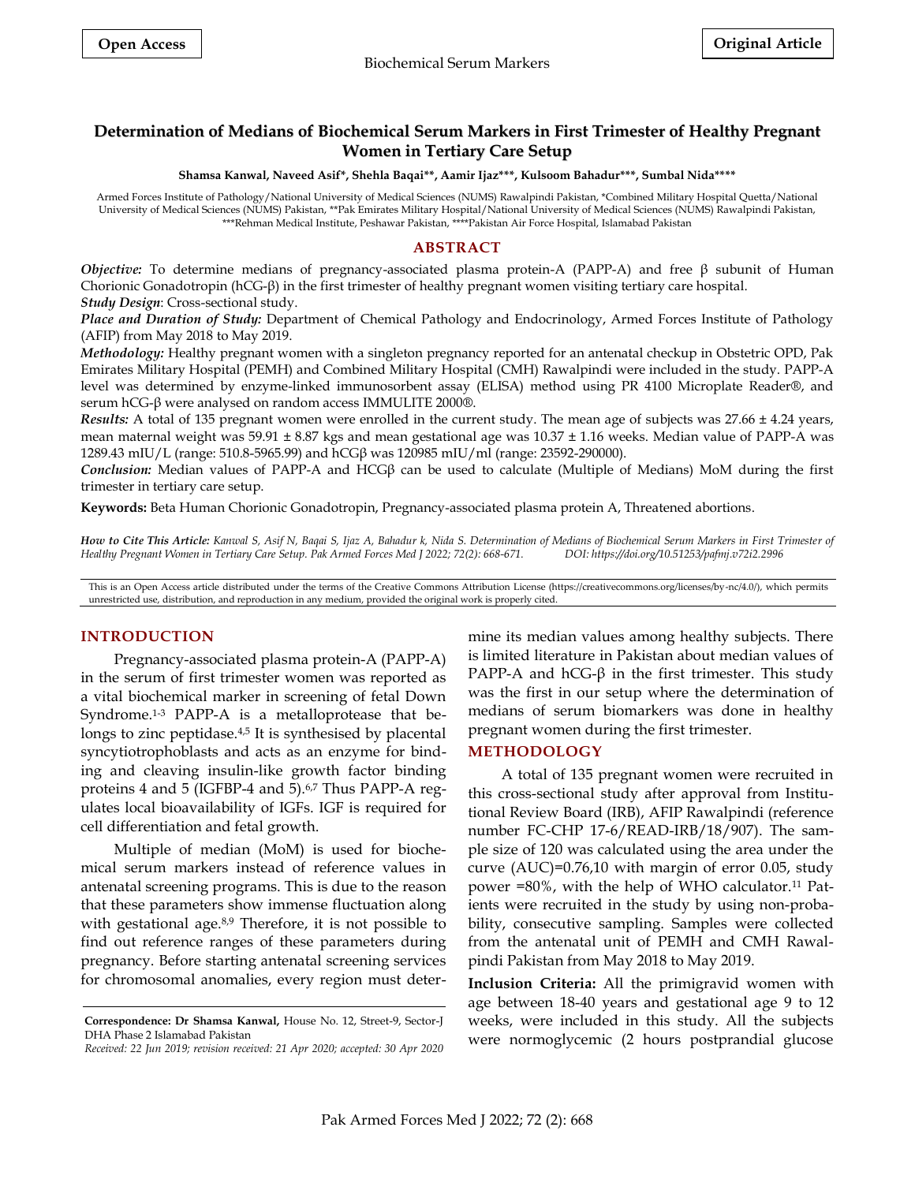**Open Access** **Original Article**

# Determination of Medians of Biochemical Serum Markers in First Trimester of Healthy Pregnant Women in Tertiary Care Setup

**Shamsa Kanwal, Naveed Asif\*, Shehla Baqai\*\*, Aamir Ijaz\*\*\*, Kulsoom Bahadur\*\*\*, Sumbal Nida\*\*\*\***

Armed Forces Institute of Pathology/National University of Medical Sciences (NUMS) Rawalpindi Pakistan, \*Combined Military Hospital Quetta/National University of Medical Sciences (NUMS) Pakistan, \*\*Pak Emirates Military Hospital/National University of Medical Sciences (NUMS) Rawalpindi Pakistan, \*\*\*Rehman Medical Institute, Peshawar Pakistan, \*\*\*\*Pakistan Air Force Hospital, Islamabad Pakistan

## ABSTRACT

***Objective:*** To determine medians of pregnancy-associated plasma protein-A (PAPP-A) and free β subunit of Human Chorionic Gonadotropin (hCG-β) in the first trimester of healthy pregnant women visiting tertiary care hospital.

***Study Design***: Cross-sectional study.

***Place and Duration of Study:*** Department of Chemical Pathology and Endocrinology, Armed Forces Institute of Pathology (AFIP) from May 2018 to May 2019.

***Methodology:*** Healthy pregnant women with a singleton pregnancy reported for an antenatal checkup in Obstetric OPD, Pak Emirates Military Hospital (PEMH) and Combined Military Hospital (CMH) Rawalpindi were included in the study. PAPP-A level was determined by enzyme-linked immunosorbent assay (ELISA) method using PR 4100 Microplate Reader®, and serum hCG-β were analysed on random access IMMULITE 2000®.

***Results:*** A total of 135 pregnant women were enrolled in the current study. The mean age of subjects was 27.66 ± 4.24 years, mean maternal weight was 59.91 ± 8.87 kgs and mean gestational age was 10.37 ± 1.16 weeks. Median value of PAPP-A was 1289.43 mIU/L (range: 510.8-5965.99) and hCGβ was 120985 mIU/ml (range: 23592-290000).

***Conclusion:*** Median values of PAPP-A and HCGβ can be used to calculate (Multiple of Medians) MoM during the first trimester in tertiary care setup.

**Keywords:** Beta Human Chorionic Gonadotropin, Pregnancy-associated plasma protein A, Threatened abortions.

***How to Cite This Article:*** *Kanwal S, Asif N, Baqai S, Ijaz A, Bahadur k, Nida S. Determination of Medians of Biochemical Serum Markers in First Trimester of Healthy Pregnant Women in Tertiary Care Setup. Pak Armed Forces Med J 2022; 72(2): 668-671. DOI: https://doi.org/10.51253/pafmj.v72i2.2996*

This is an Open Access article distributed under the terms of the Creative Commons Attribution License (https://creativecommons.org/licenses/by-nc/4.0/), which permits unrestricted use, distribution, and reproduction in any medium, provided the original work is properly cited.

## INTRODUCTION

Pregnancy-associated plasma protein-A (PAPP-A) in the serum of first trimester women was reported as a vital biochemical marker in screening of fetal Down Syndrome.[1-3] PAPP-A is a metalloprotease that belongs to zinc peptidase.[4,5] It is synthesised by placental syncytiotrophoblasts and acts as an enzyme for binding and cleaving insulin-like growth factor binding proteins 4 and 5 (IGFBP-4 and 5).[6,7] Thus PAPP-A regulates local bioavailability of IGFs. IGF is required for cell differentiation and fetal growth.

Multiple of median (MoM) is used for biochemical serum markers instead of reference values in antenatal screening programs. This is due to the reason that these parameters show immense fluctuation along with gestational age.[8,9] Therefore, it is not possible to find out reference ranges of these parameters during pregnancy. Before starting antenatal screening services for chromosomal anomalies, every region must determine its median values among healthy subjects. There is limited literature in Pakistan about median values of PAPP-A and hCG-β in the first trimester. This study was the first in our setup where the determination of medians of serum biomarkers was done in healthy pregnant women during the first trimester.

## METHODOLOGY

A total of 135 pregnant women were recruited in this cross-sectional study after approval from Institutional Review Board (IRB), AFIP Rawalpindi (reference number FC-CHP 17-6/READ-IRB/18/907). The sample size of 120 was calculated using the area under the curve (AUC)=0.76,10 with margin of error 0.05, study power =80%, with the help of WHO calculator.[11] Patients were recruited in the study by using non-probability, consecutive sampling. Samples were collected from the antenatal unit of PEMH and CMH Rawalpindi Pakistan from May 2018 to May 2019.

**Inclusion Criteria:** All the primigravid women with age between 18-40 years and gestational age 9 to 12 weeks, were included in this study. All the subjects were normoglycemic (2 hours postprandial glucose

---

**Correspondence: Dr Shamsa Kanwal,** House No. 12, Street-9, Sector-J DHA Phase 2 Islamabad Pakistan

*Received: 22 Jun 2019; revision received: 21 Apr 2020; accepted: 30 Apr 2020*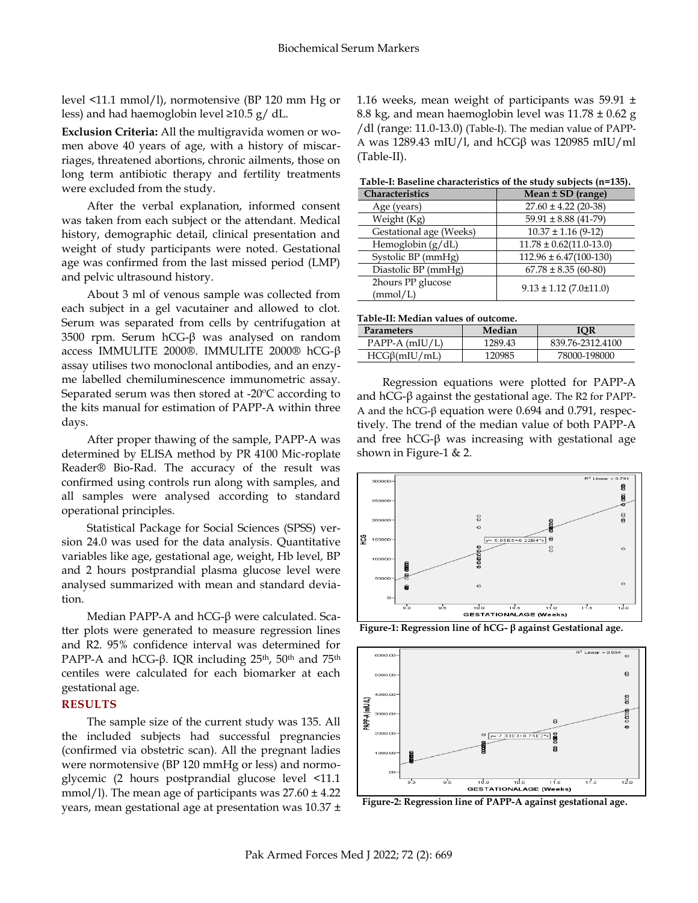level <11.1 mmol/l), normotensive (BP 120 mm Hg or less) and had haemoglobin level ≥10.5 g/ dL.

**Exclusion Criteria:** All the multigravida women or women above 40 years of age, with a history of miscarriages, threatened abortions, chronic ailments, those on long term antibiotic therapy and fertility treatments were excluded from the study.

After the verbal explanation, informed consent was taken from each subject or the attendant. Medical history, demographic detail, clinical presentation and weight of study participants were noted. Gestational age was confirmed from the last missed period (LMP) and pelvic ultrasound history.

About 3 ml of venous sample was collected from each subject in a gel vacutainer and allowed to clot. Serum was separated from cells by centrifugation at 3500 rpm. Serum hCG-β was analysed on random access IMMULITE 2000®. IMMULITE 2000® hCG-β assay utilises two monoclonal antibodies, and an enzyme labelled chemiluminescence immunometric assay. Separated serum was then stored at -20ºC according to the kits manual for estimation of PAPP-A within three days.

After proper thawing of the sample, PAPP-A was determined by ELISA method by PR 4100 Mic-roplate Reader® Bio-Rad. The accuracy of the result was confirmed using controls run along with samples, and all samples were analysed according to standard operational principles.

Statistical Package for Social Sciences (SPSS) version 24.0 was used for the data analysis. Quantitative variables like age, gestational age, weight, Hb level, BP and 2 hours postprandial plasma glucose level were analysed summarized with mean and standard deviation.

Median PAPP-A and hCG-β were calculated. Scatter plots were generated to measure regression lines and R2. 95% confidence interval was determined for PAPP-A and hCG-β. IQR including 25th, 50th and 75th centiles were calculated for each biomarker at each gestational age.

## RESULTS

The sample size of the current study was 135. All the included subjects had successful pregnancies (confirmed via obstetric scan). All the pregnant ladies were normotensive (BP 120 mmHg or less) and normoglycemic (2 hours postprandial glucose level <11.1 mmol/l). The mean age of participants was 27.60 ± 4.22 years, mean gestational age at presentation was 10.37 ± 1.16 weeks, mean weight of participants was 59.91 ± 8.8 kg, and mean haemoglobin level was 11.78 ± 0.62 g /dl (range: 11.0-13.0) (Table-I). The median value of PAPP-A was 1289.43 mIU/l, and hCGβ was 120985 mIU/ml (Table-II).

**Table-I: Baseline characteristics of the study subjects (n=135).**

| Characteristics | Mean ± SD (range) |
|---|---|
| Age (years) | 27.60 ± 4.22 (20-38) |
| Weight (Kg) | 59.91 ± 8.88 (41-79) |
| Gestational age (Weeks) | 10.37 ± 1.16 (9-12) |
| Hemoglobin (g/dL) | 11.78 ± 0.62(11.0-13.0) |
| Systolic BP (mmHg) | 112.96 ± 6.47(100-130) |
| Diastolic BP (mmHg) | 67.78 ± 8.35 (60-80) |
| 2hours PP glucose (mmol/L) | 9.13 ± 1.12 (7.0±11.0) |

**Table-II: Median values of outcome.**

| Parameters | Median | IQR |
|---|---|---|
| PAPP-A (mIU/L) | 1289.43 | 839.76-2312.4100 |
| HCGβ(mIU/mL) | 120985 | 78000-198000 |

Regression equations were plotted for PAPP-A and hCG-β against the gestational age. The R2 for PAPP-A and the hCG-β equation were 0.694 and 0.791, respectively. The trend of the median value of both PAPP-A and free hCG-β was increasing with gestational age shown in Figure-1 & 2.

**Figure-1: Regression line of hCG- β against Gestational age.**

**Figure-2: Regression line of PAPP-A against gestational age.**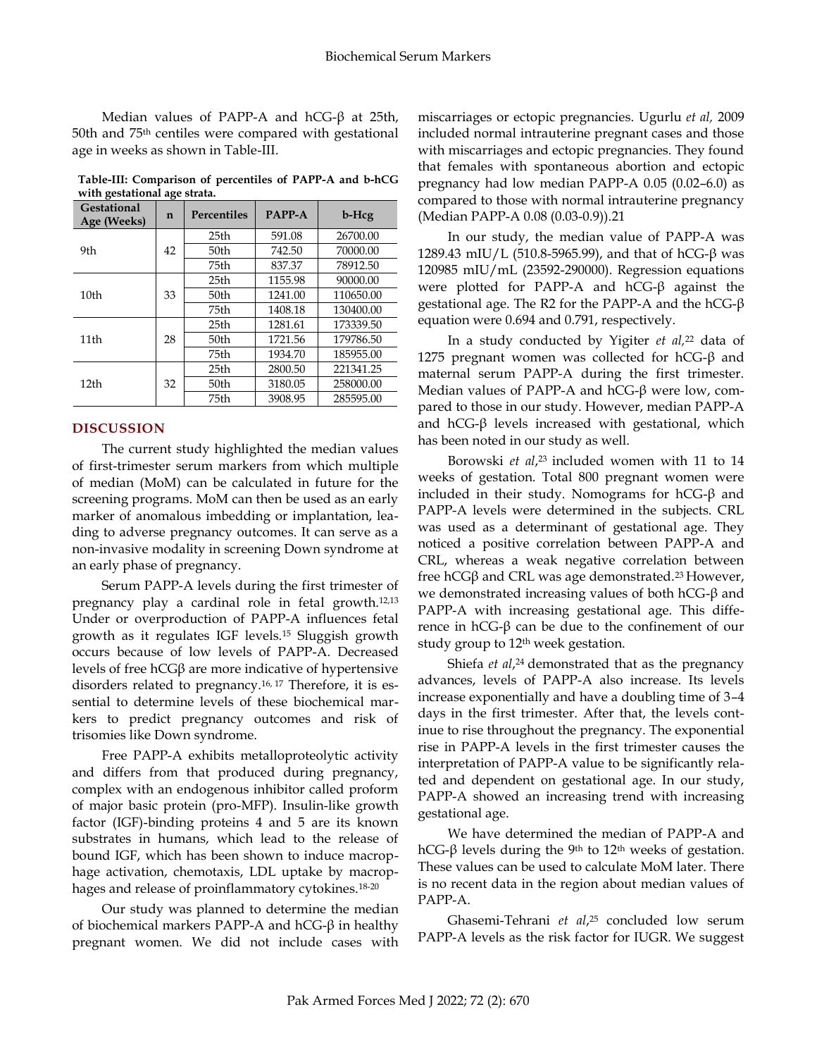Median values of PAPP-A and hCG-β at 25th, 50th and 75th centiles were compared with gestational age in weeks as shown in Table-III.

**Table-III: Comparison of percentiles of PAPP-A and b-hCG with gestational age strata.**

| Gestational Age (Weeks) | n | Percentiles | PAPP-A | b-Hcg |
|---|---|---|---|---|
| 9th | 42 | 25th | 591.08 | 26700.00 |
| | | 50th | 742.50 | 70000.00 |
| | | 75th | 837.37 | 78912.50 |
| 10th | 33 | 25th | 1155.98 | 90000.00 |
| | | 50th | 1241.00 | 110650.00 |
| | | 75th | 1408.18 | 130400.00 |
| 11th | 28 | 25th | 1281.61 | 173339.50 |
| | | 50th | 1721.56 | 179786.50 |
| | | 75th | 1934.70 | 185955.00 |
| 12th | 32 | 25th | 2800.50 | 221341.25 |
| | | 50th | 3180.05 | 258000.00 |
| | | 75th | 3908.95 | 285595.00 |

## DISCUSSION

The current study highlighted the median values of first-trimester serum markers from which multiple of median (MoM) can be calculated in future for the screening programs. MoM can then be used as an early marker of anomalous imbedding or implantation, leading to adverse pregnancy outcomes. It can serve as a non-invasive modality in screening Down syndrome at an early phase of pregnancy.

Serum PAPP-A levels during the first trimester of pregnancy play a cardinal role in fetal growth.[12,13] Under or overproduction of PAPP-A influences fetal growth as it regulates IGF levels.[15] Sluggish growth occurs because of low levels of PAPP-A. Decreased levels of free hCGβ are more indicative of hypertensive disorders related to pregnancy.[16,17] Therefore, it is essential to determine levels of these biochemical markers to predict pregnancy outcomes and risk of trisomies like Down syndrome.

Free PAPP-A exhibits metalloproteolytic activity and differs from that produced during pregnancy, complex with an endogenous inhibitor called proform of major basic protein (pro-MFP). Insulin-like growth factor (IGF)-binding proteins 4 and 5 are its known substrates in humans, which lead to the release of bound IGF, which has been shown to induce macrophage activation, chemotaxis, LDL uptake by macrophages and release of proinflammatory cytokines.[18-20]

Our study was planned to determine the median of biochemical markers PAPP-A and hCG-β in healthy pregnant women. We did not include cases with miscarriages or ectopic pregnancies. Ugurlu *et al,* 2009 included normal intrauterine pregnant cases and those with miscarriages and ectopic pregnancies. They found that females with spontaneous abortion and ectopic pregnancy had low median PAPP-A 0.05 (0.02–6.0) as compared to those with normal intrauterine pregnancy (Median PAPP-A 0.08 (0.03-0.9)).21

In our study, the median value of PAPP-A was 1289.43 mIU/L (510.8-5965.99), and that of hCG-β was 120985 mIU/mL (23592-290000). Regression equations were plotted for PAPP-A and hCG-β against the gestational age. The $R^2$ for the PAPP-A and the hCG-β equation were 0.694 and 0.791, respectively.

In a study conducted by Yigiter *et al,*[22] data of 1275 pregnant women was collected for hCG-β and maternal serum PAPP-A during the first trimester. Median values of PAPP-A and hCG-β were low, compared to those in our study. However, median PAPP-A and hCG-β levels increased with gestational, which has been noted in our study as well.

Borowski *et al*,[23] included women with 11 to 14 weeks of gestation. Total 800 pregnant women were included in their study. Nomograms for hCG-β and PAPP-A levels were determined in the subjects. CRL was used as a determinant of gestational age. They noticed a positive correlation between PAPP-A and CRL, whereas a weak negative correlation between free hCGβ and CRL was age demonstrated.[23] However, we demonstrated increasing values of both hCG-β and PAPP-A with increasing gestational age. This difference in hCG-β can be due to the confinement of our study group to 12th week gestation.

Shiefa *et al*,[24] demonstrated that as the pregnancy advances, levels of PAPP-A also increase. Its levels increase exponentially and have a doubling time of 3–4 days in the first trimester. After that, the levels continue to rise throughout the pregnancy. The exponential rise in PAPP-A levels in the first trimester causes the interpretation of PAPP-A value to be significantly related and dependent on gestational age. In our study, PAPP-A showed an increasing trend with increasing gestational age.

We have determined the median of PAPP-A and hCG-β levels during the 9th to 12th weeks of gestation. These values can be used to calculate MoM later. There is no recent data in the region about median values of PAPP-A.

Ghasemi-Tehrani *et al*,[25] concluded low serum PAPP-A levels as the risk factor for IUGR. We suggest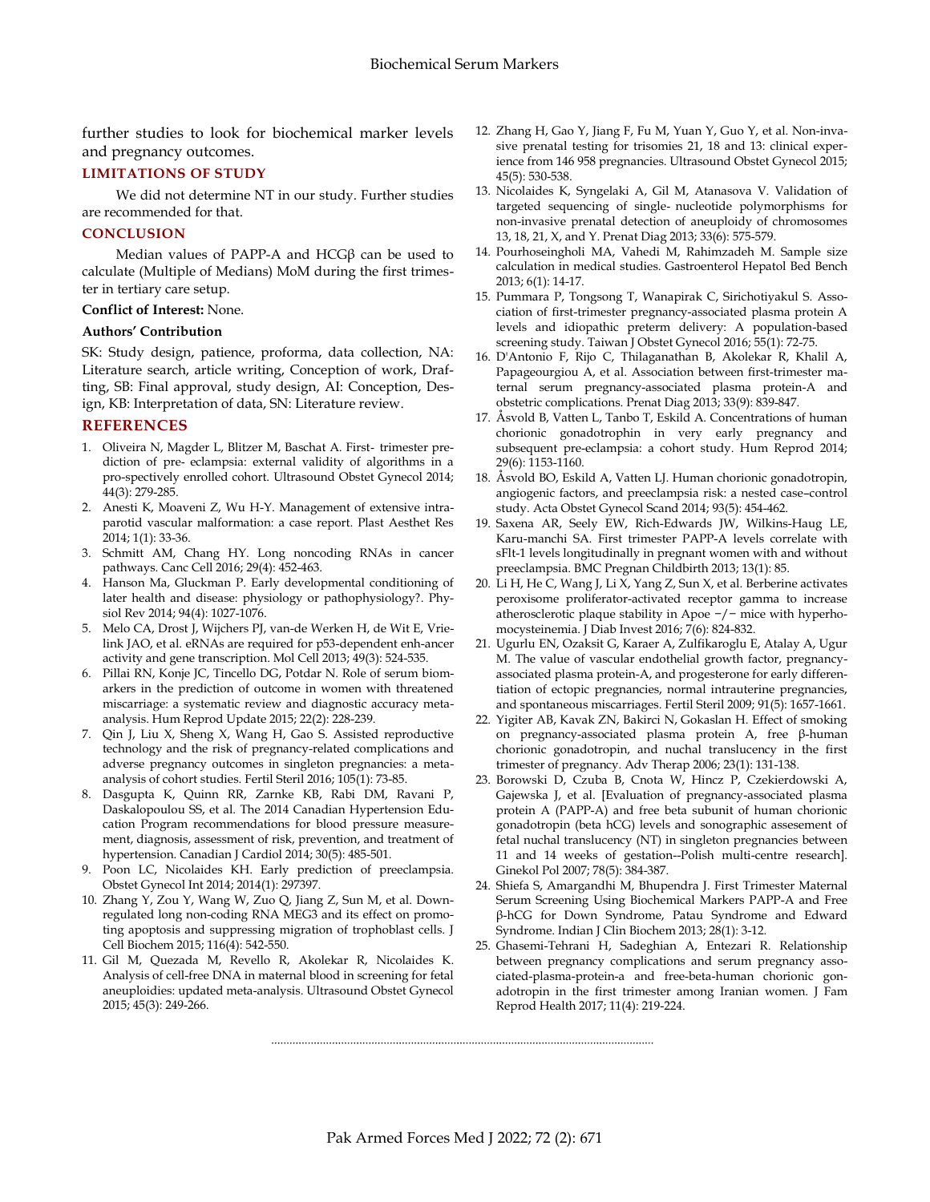further studies to look for biochemical marker levels and pregnancy outcomes.

## LIMITATIONS OF STUDY

We did not determine NT in our study. Further studies are recommended for that.

## CONCLUSION

Median values of PAPP-A and HCGβ can be used to calculate (Multiple of Medians) MoM during the first trimester in tertiary care setup.

**Conflict of Interest:** None.

**Authors' Contribution**

SK: Study design, patience, proforma, data collection, NA: Literature search, article writing, Conception of work, Drafting, SB: Final approval, study design, AI: Conception, Design, KB: Interpretation of data, SN: Literature review.

## REFERENCES

1. Oliveira N, Magder L, Blitzer M, Baschat A. First- trimester prediction of pre- eclampsia: external validity of algorithms in a pro-spectively enrolled cohort. Ultrasound Obstet Gynecol 2014; 44(3): 279-285.
2. Anesti K, Moaveni Z, Wu H-Y. Management of extensive intraparotid vascular malformation: a case report. Plast Aesthet Res 2014; 1(1): 33-36.
3. Schmitt AM, Chang HY. Long noncoding RNAs in cancer pathways. Canc Cell 2016; 29(4): 452-463.
4. Hanson Ma, Gluckman P. Early developmental conditioning of later health and disease: physiology or pathophysiology?. Physiol Rev 2014; 94(4): 1027-1076.
5. Melo CA, Drost J, Wijchers PJ, van-de Werken H, de Wit E, Vrielink JAO, et al. eRNAs are required for p53-dependent enh-ancer activity and gene transcription. Mol Cell 2013; 49(3): 524-535.
6. Pillai RN, Konje JC, Tincello DG, Potdar N. Role of serum biomarkers in the prediction of outcome in women with threatened miscarriage: a systematic review and diagnostic accuracy meta-analysis. Hum Reprod Update 2015; 22(2): 228-239.
7. Qin J, Liu X, Sheng X, Wang H, Gao S. Assisted reproductive technology and the risk of pregnancy-related complications and adverse pregnancy outcomes in singleton pregnancies: a meta-analysis of cohort studies. Fertil Steril 2016; 105(1): 73-85.
8. Dasgupta K, Quinn RR, Zarnke KB, Rabi DM, Ravani P, Daskalopoulou SS, et al. The 2014 Canadian Hypertension Education Program recommendations for blood pressure measurement, diagnosis, assessment of risk, prevention, and treatment of hypertension. Canadian J Cardiol 2014; 30(5): 485-501.
9. Poon LC, Nicolaides KH. Early prediction of preeclampsia. Obstet Gynecol Int 2014; 2014(1): 297397.
10. Zhang Y, Zou Y, Wang W, Zuo Q, Jiang Z, Sun M, et al. Down-regulated long non-coding RNA MEG3 and its effect on promoting apoptosis and suppressing migration of trophoblast cells. J Cell Biochem 2015; 116(4): 542-550.
11. Gil M, Quezada M, Revello R, Akolekar R, Nicolaides K. Analysis of cell-free DNA in maternal blood in screening for fetal aneuploidies: updated meta-analysis. Ultrasound Obstet Gynecol 2015; 45(3): 249-266.
12. Zhang H, Gao Y, Jiang F, Fu M, Yuan Y, Guo Y, et al. Non-invasive prenatal testing for trisomies 21, 18 and 13: clinical experience from 146 958 pregnancies. Ultrasound Obstet Gynecol 2015; 45(5): 530-538.
13. Nicolaides K, Syngelaki A, Gil M, Atanasova V. Validation of targeted sequencing of single- nucleotide polymorphisms for non-invasive prenatal detection of aneuploidy of chromosomes 13, 18, 21, X, and Y. Prenat Diag 2013; 33(6): 575-579.
14. Pourhoseingholi MA, Vahedi M, Rahimzadeh M. Sample size calculation in medical studies. Gastroenterol Hepatol Bed Bench 2013; 6(1): 14-17.
15. Pummara P, Tongsong T, Wanapirak C, Sirichotiyakul S. Association of first-trimester pregnancy-associated plasma protein A levels and idiopathic preterm delivery: A population-based screening study. Taiwan J Obstet Gynecol 2016; 55(1): 72-75.
16. D'Antonio F, Rijo C, Thilaganathan B, Akolekar R, Khalil A, Papageourgiou A, et al. Association between first-trimester maternal serum pregnancy-associated plasma protein-A and obstetric complications. Prenat Diag 2013; 33(9): 839-847.
17. Åsvold B, Vatten L, Tanbo T, Eskild A. Concentrations of human chorionic gonadotrophin in very early pregnancy and subsequent pre-eclampsia: a cohort study. Hum Reprod 2014; 29(6): 1153-1160.
18. Åsvold BO, Eskild A, Vatten LJ. Human chorionic gonadotropin, angiogenic factors, and preeclampsia risk: a nested case–control study. Acta Obstet Gynecol Scand 2014; 93(5): 454-462.
19. Saxena AR, Seely EW, Rich-Edwards JW, Wilkins-Haug LE, Karu-manchi SA. First trimester PAPP-A levels correlate with sFlt-1 levels longitudinally in pregnant women with and without preeclampsia. BMC Pregnan Childbirth 2013; 13(1): 85.
20. Li H, He C, Wang J, Li X, Yang Z, Sun X, et al. Berberine activates peroxisome proliferator-activated receptor gamma to increase atherosclerotic plaque stability in Apoe −/− mice with hyperhomocysteinemia. J Diab Invest 2016; 7(6): 824-832.
21. Ugurlu EN, Ozaksit G, Karaer A, Zulfikaroglu E, Atalay A, Ugur M. The value of vascular endothelial growth factor, pregnancy-associated plasma protein-A, and progesterone for early differentiation of ectopic pregnancies, normal intrauterine pregnancies, and spontaneous miscarriages. Fertil Steril 2009; 91(5): 1657-1661.
22. Yigiter AB, Kavak ZN, Bakirci N, Gokaslan H. Effect of smoking on pregnancy-associated plasma protein A, free β-human chorionic gonadotropin, and nuchal translucency in the first trimester of pregnancy. Adv Therap 2006; 23(1): 131-138.
23. Borowski D, Czuba B, Cnota W, Hincz P, Czekierdowski A, Gajewska J, et al. [Evaluation of pregnancy-associated plasma protein A (PAPP-A) and free beta subunit of human chorionic gonadotropin (beta hCG) levels and sonographic assesement of fetal nuchal translucency (NT) in singleton pregnancies between 11 and 14 weeks of gestation--Polish multi-centre research]. Ginekol Pol 2007; 78(5): 384-387.
24. Shiefa S, Amargandhi M, Bhupendra J. First Trimester Maternal Serum Screening Using Biochemical Markers PAPP-A and Free β-hCG for Down Syndrome, Patau Syndrome and Edward Syndrome. Indian J Clin Biochem 2013; 28(1): 3-12.
25. Ghasemi-Tehrani H, Sadeghian A, Entezari R. Relationship between pregnancy complications and serum pregnancy associated-plasma-protein-a and free-beta-human chorionic gonadotropin in the first trimester among Iranian women. J Fam Reprod Health 2017; 11(4): 219-224.